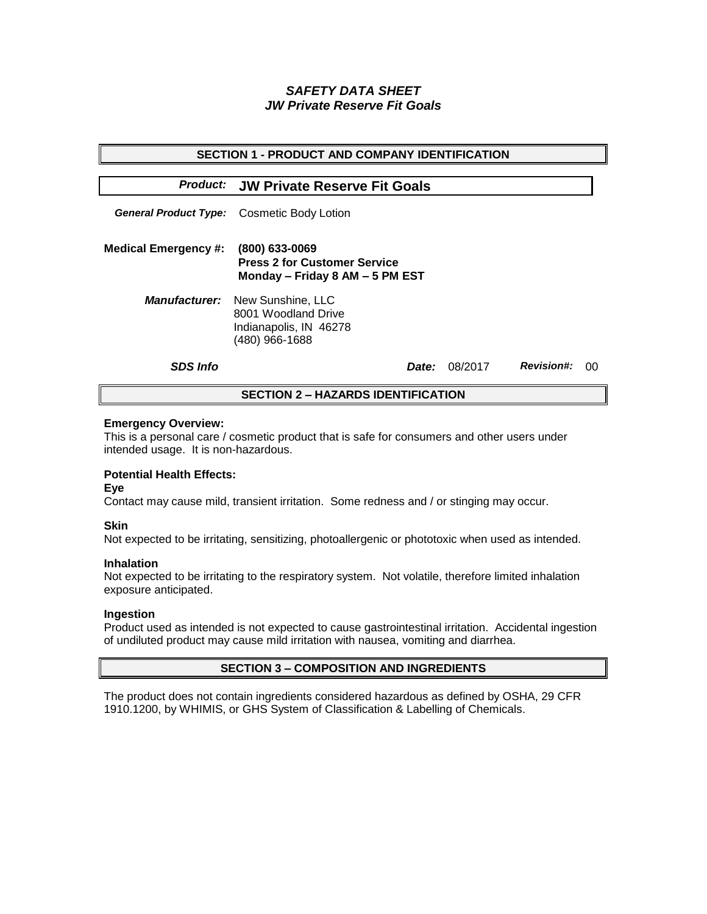# *SAFETY DATA SHEET*
# *JW Private Reserve Fit Goals*

## SECTION 1 - PRODUCT AND COMPANY IDENTIFICATION

***Product:*** **JW Private Reserve Fit Goals**

***General Product Type:*** Cosmetic Body Lotion

**Medical Emergency #:** **(800) 633-0069**
**Press 2 for Customer Service**
**Monday – Friday 8 AM – 5 PM EST**

***Manufacturer:*** New Sunshine, LLC
8001 Woodland Drive
Indianapolis, IN 46278
(480) 966-1688

***SDS Info*** ***Date:*** 08/2017 ***Revision#:*** 00

## SECTION 2 – HAZARDS IDENTIFICATION

**Emergency Overview:**
This is a personal care / cosmetic product that is safe for consumers and other users under intended usage. It is non-hazardous.

**Potential Health Effects:**

**Eye**
Contact may cause mild, transient irritation. Some redness and / or stinging may occur.

**Skin**
Not expected to be irritating, sensitizing, photoallergenic or phototoxic when used as intended.

**Inhalation**
Not expected to be irritating to the respiratory system. Not volatile, therefore limited inhalation exposure anticipated.

**Ingestion**
Product used as intended is not expected to cause gastrointestinal irritation. Accidental ingestion of undiluted product may cause mild irritation with nausea, vomiting and diarrhea.

## SECTION 3 – COMPOSITION AND INGREDIENTS

The product does not contain ingredients considered hazardous as defined by OSHA, 29 CFR 1910.1200, by WHIMIS, or GHS System of Classification & Labelling of Chemicals.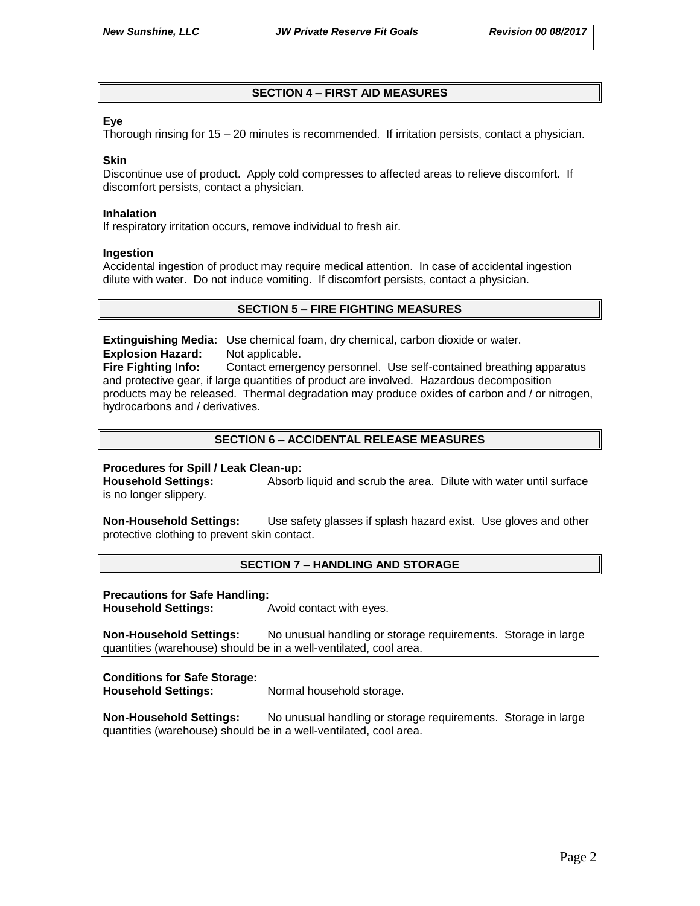## SECTION 4 – FIRST AID MEASURES

**Eye**
Thorough rinsing for 15 – 20 minutes is recommended. If irritation persists, contact a physician.

**Skin**
Discontinue use of product. Apply cold compresses to affected areas to relieve discomfort. If discomfort persists, contact a physician.

**Inhalation**
If respiratory irritation occurs, remove individual to fresh air.

**Ingestion**
Accidental ingestion of product may require medical attention. In case of accidental ingestion dilute with water. Do not induce vomiting. If discomfort persists, contact a physician.

## SECTION 5 – FIRE FIGHTING MEASURES

**Extinguishing Media:** Use chemical foam, dry chemical, carbon dioxide or water.
**Explosion Hazard:** Not applicable.
**Fire Fighting Info:** Contact emergency personnel. Use self-contained breathing apparatus and protective gear, if large quantities of product are involved. Hazardous decomposition products may be released. Thermal degradation may produce oxides of carbon and / or nitrogen, hydrocarbons and / derivatives.

## SECTION 6 – ACCIDENTAL RELEASE MEASURES

**Procedures for Spill / Leak Clean-up:**
**Household Settings:** Absorb liquid and scrub the area. Dilute with water until surface is no longer slippery.

**Non-Household Settings:** Use safety glasses if splash hazard exist. Use gloves and other protective clothing to prevent skin contact.

## SECTION 7 – HANDLING AND STORAGE

**Precautions for Safe Handling:**
**Household Settings:** Avoid contact with eyes.

**Non-Household Settings:** No unusual handling or storage requirements. Storage in large quantities (warehouse) should be in a well-ventilated, cool area.

**Conditions for Safe Storage:**
**Household Settings:** Normal household storage.

**Non-Household Settings:** No unusual handling or storage requirements. Storage in large quantities (warehouse) should be in a well-ventilated, cool area.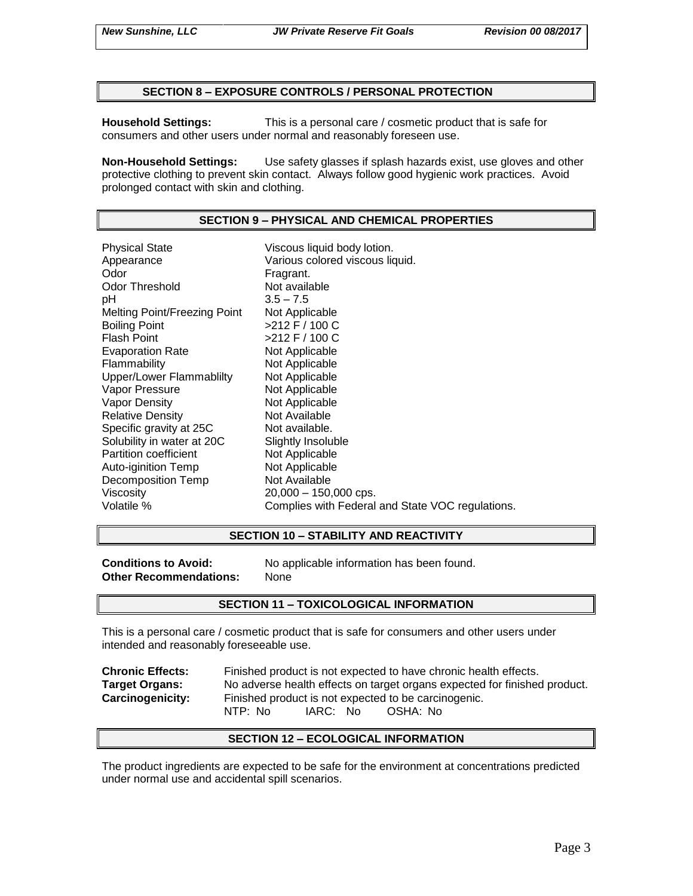## SECTION 8 – EXPOSURE CONTROLS / PERSONAL PROTECTION

**Household Settings:** This is a personal care / cosmetic product that is safe for consumers and other users under normal and reasonably foreseen use.

**Non-Household Settings:** Use safety glasses if splash hazards exist, use gloves and other protective clothing to prevent skin contact. Always follow good hygienic work practices. Avoid prolonged contact with skin and clothing.

## SECTION 9 – PHYSICAL AND CHEMICAL PROPERTIES

| | |
|---|---|
| Physical State | Viscous liquid body lotion. |
| Appearance | Various colored viscous liquid. |
| Odor | Fragrant. |
| Odor Threshold | Not available |
| pH | 3.5 – 7.5 |
| Melting Point/Freezing Point | Not Applicable |
| Boiling Point | >212 F / 100 C |
| Flash Point | >212 F / 100 C |
| Evaporation Rate | Not Applicable |
| Flammability | Not Applicable |
| Upper/Lower Flammablilty | Not Applicable |
| Vapor Pressure | Not Applicable |
| Vapor Density | Not Applicable |
| Relative Density | Not Available |
| Specific gravity at 25C | Not available. |
| Solubility in water at 20C | Slightly Insoluble |
| Partition coefficient | Not Applicable |
| Auto-iginition Temp | Not Applicable |
| Decomposition Temp | Not Available |
| Viscosity | 20,000 – 150,000 cps. |
| Volatile % | Complies with Federal and State VOC regulations. |

## SECTION 10 – STABILITY AND REACTIVITY

**Conditions to Avoid:** No applicable information has been found.
**Other Recommendations:** None

## SECTION 11 – TOXICOLOGICAL INFORMATION

This is a personal care / cosmetic product that is safe for consumers and other users under intended and reasonably foreseeable use.

**Chronic Effects:** Finished product is not expected to have chronic health effects.
**Target Organs:** No adverse health effects on target organs expected for finished product.
**Carcinogenicity:** Finished product is not expected to be carcinogenic.
NTP: No IARC: No OSHA: No

## SECTION 12 – ECOLOGICAL INFORMATION

The product ingredients are expected to be safe for the environment at concentrations predicted under normal use and accidental spill scenarios.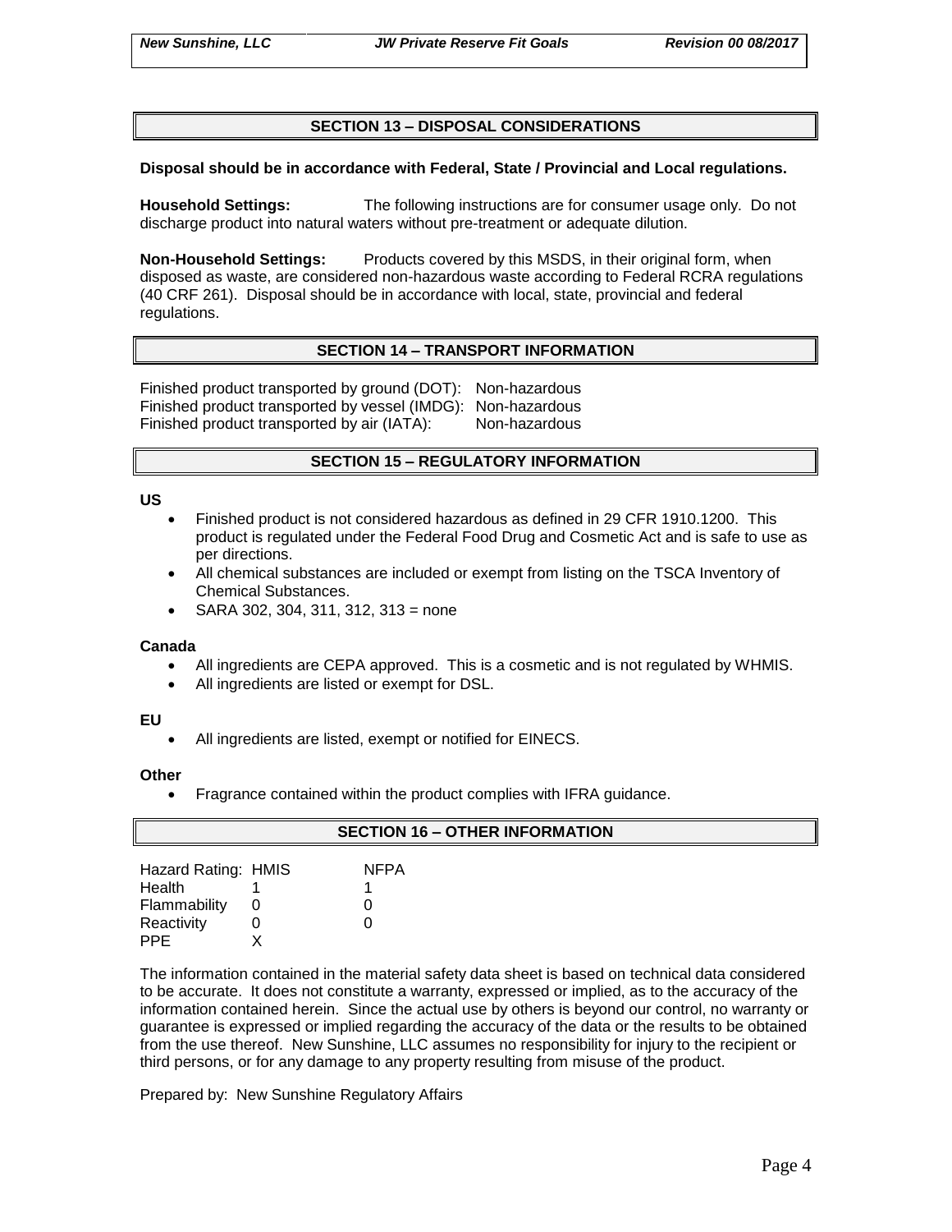## SECTION 13 – DISPOSAL CONSIDERATIONS

**Disposal should be in accordance with Federal, State / Provincial and Local regulations.**

**Household Settings:** The following instructions are for consumer usage only. Do not discharge product into natural waters without pre-treatment or adequate dilution.

**Non-Household Settings:** Products covered by this MSDS, in their original form, when disposed as waste, are considered non-hazardous waste according to Federal RCRA regulations (40 CRF 261). Disposal should be in accordance with local, state, provincial and federal regulations.

## SECTION 14 – TRANSPORT INFORMATION

| | |
|---|---|
| Finished product transported by ground (DOT): | Non-hazardous |
| Finished product transported by vessel (IMDG): | Non-hazardous |
| Finished product transported by air (IATA): | Non-hazardous |

## SECTION 15 – REGULATORY INFORMATION

**US**

- Finished product is not considered hazardous as defined in 29 CFR 1910.1200. This product is regulated under the Federal Food Drug and Cosmetic Act and is safe to use as per directions.
- All chemical substances are included or exempt from listing on the TSCA Inventory of Chemical Substances.
- SARA 302, 304, 311, 312, 313 = none

**Canada**

- All ingredients are CEPA approved. This is a cosmetic and is not regulated by WHMIS.
- All ingredients are listed or exempt for DSL.

**EU**

- All ingredients are listed, exempt or notified for EINECS.

**Other**

- Fragrance contained within the product complies with IFRA guidance.

## SECTION 16 – OTHER INFORMATION

| Hazard Rating: | HMIS | NFPA |
|---|---|---|
| Health | 1 | 1 |
| Flammability | 0 | 0 |
| Reactivity | 0 | 0 |
| PPE | X | |

The information contained in the material safety data sheet is based on technical data considered to be accurate. It does not constitute a warranty, expressed or implied, as to the accuracy of the information contained herein. Since the actual use by others is beyond our control, no warranty or guarantee is expressed or implied regarding the accuracy of the data or the results to be obtained from the use thereof. New Sunshine, LLC assumes no responsibility for injury to the recipient or third persons, or for any damage to any property resulting from misuse of the product.

Prepared by: New Sunshine Regulatory Affairs